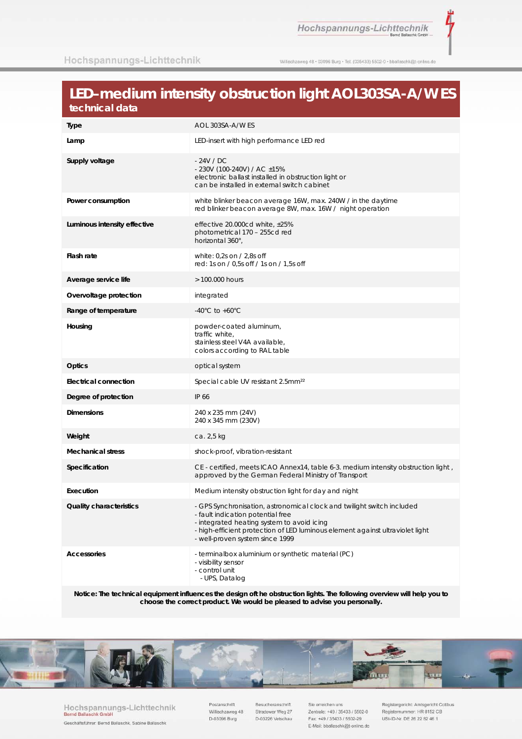# LED–medium intensity obstruction light AOL303SA-A/W ES

## technical data

| | |
|---|---|
| **Type** | AOL 303SA-A/W ES |
| **Lamp** | LED-insert with high performance LED red |
| **Supply voltage** | - 24V / DC<br>- 230V (100-240V) / AC ±15%<br>electronic ballast installed in obstruction light or can be installed in external switch cabinet |
| **Power consumption** | white blinker beacon average 16W, max. 240W / in the daytime<br>red blinker beacon average 8W, max. 16W / night operation |
| **Luminous intensity effective** | effective 20.000cd white, ±25%<br>photometrical 170 – 255cd red<br>horizontal 360°, |
| **Flash rate** | white: 0,2s on / 2,8s off<br>red: 1s on / 0,5s off / 1s on / 1,5s off |
| **Average service life** | > 100.000 hours |
| **Overvoltage protection** | integrated |
| **Range of temperature** | -40°C to +60°C |
| **Housing** | powder-coated aluminum,<br>traffic white,<br>stainless steel V4A available,<br>colors according to RAL table |
| **Optics** | optical system |
| **Electrical connection** | Special cable UV resistant 2.5mm²² |
| **Degree of protection** | IP 66 |
| **Dimensions** | 240 x 235 mm (24V)<br>240 x 345 mm (230V) |
| **Weight** | ca. 2,5 kg |
| **Mechanical stress** | shock-proof, vibration-resistant |
| **Specification** | CE - certified, meets ICAO Annex14, table 6-3. medium intensity obstruction light , approved by the German Federal Ministry of Transport |
| **Execution** | Medium intensity obstruction light for day and night |
| **Quality characteristics** | - GPS Synchronisation, astronomical clock and twilight switch included<br>- fault indication potential free<br>- integrated heating system to avoid icing<br>- high-efficient protection of LED luminous element against ultraviolet light<br>- well-proven system since 1999 |
| **Accessories** | - terminalbox aluminium or synthetic material (PC)<br>- visibility sensor<br>- control unit<br>- UPS, Datalog |

**Notice: The technical equipment influences the design oft he obstruction lights. The following overview will help you to choose the correct product. We would be pleased to advise you personally.**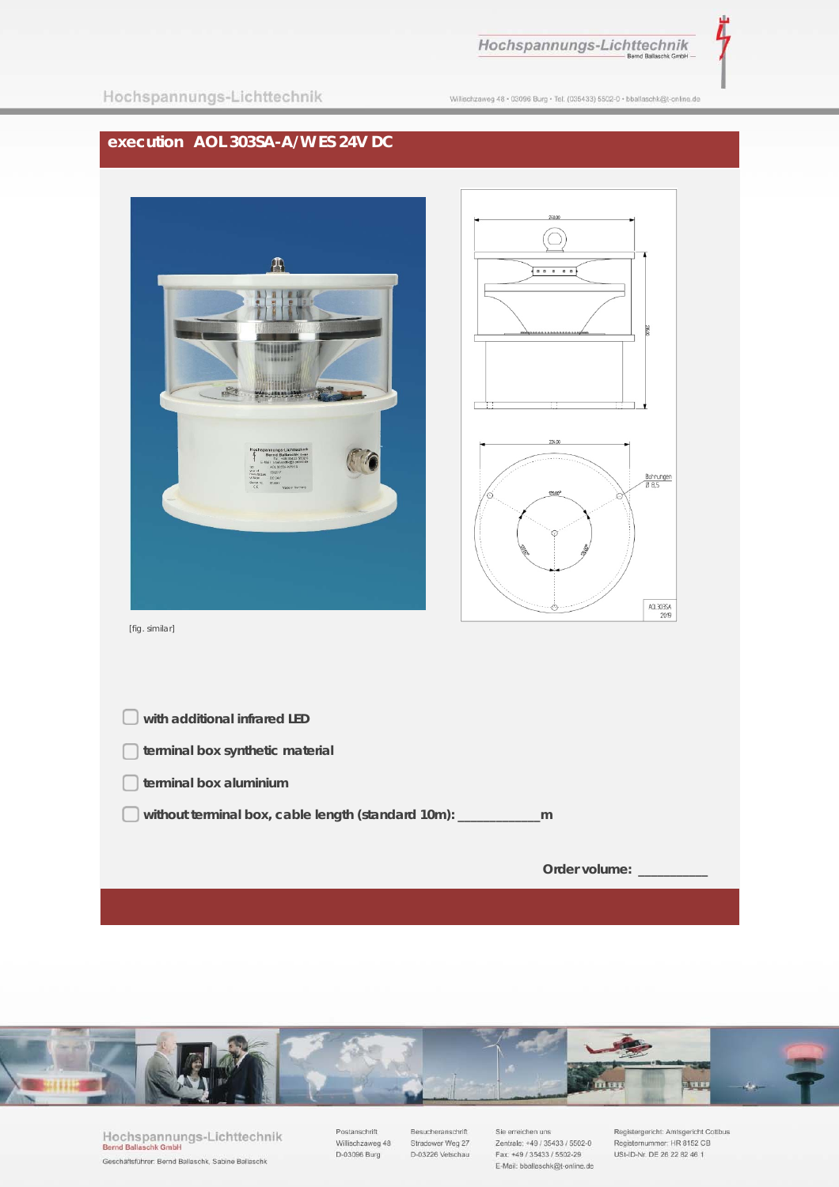## execution AOL 303SA-A/W ES 24V DC

[fig. similar]

- ☐ with additional infrared LED
- ☐ terminal box synthetic material
- ☐ terminal box aluminium
- ☐ without terminal box, cable length (standard 10m): ___________m

Order volume: _________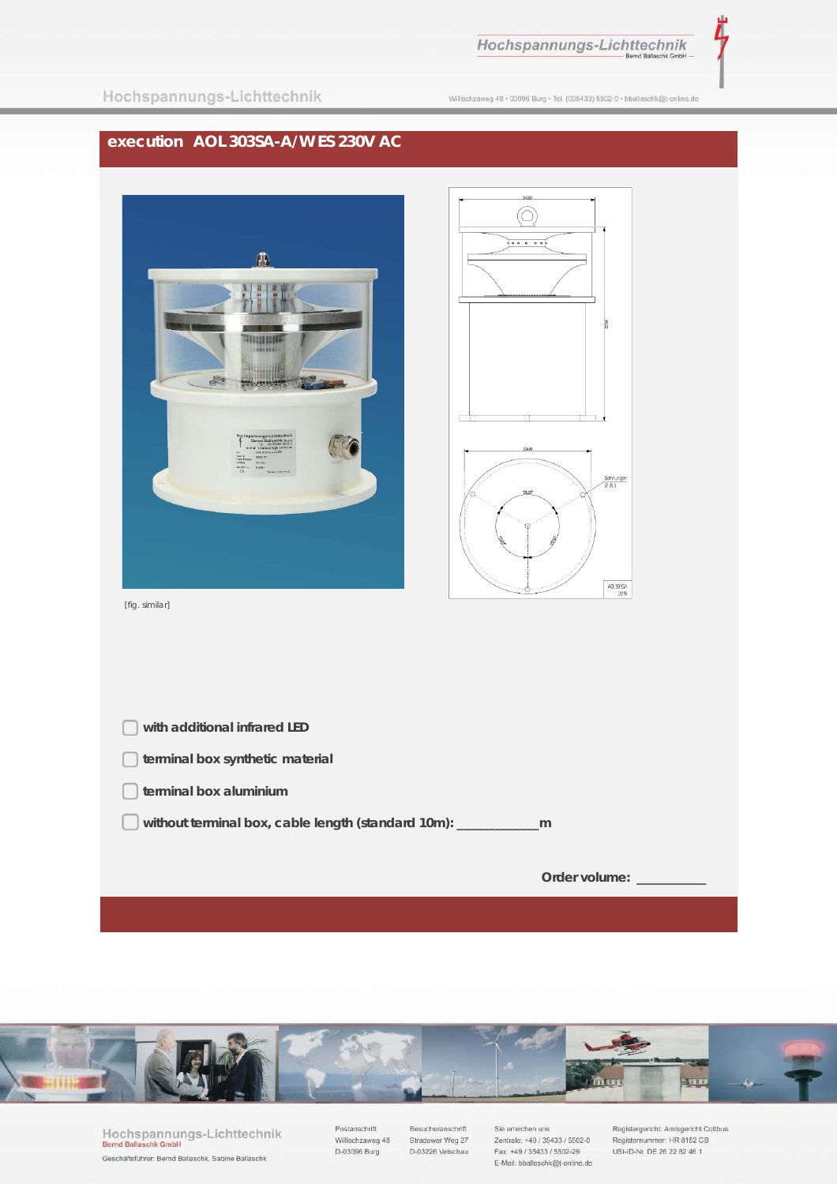# execution AOL 303SA-A/W ES 230V AC

[fig. similar]

- [ ] with additional infrared LED
- [ ] terminal box synthetic material
- [ ] terminal box aluminium
- [ ] without terminal box, cable length (standard 10m): ___________m

Order volume: _________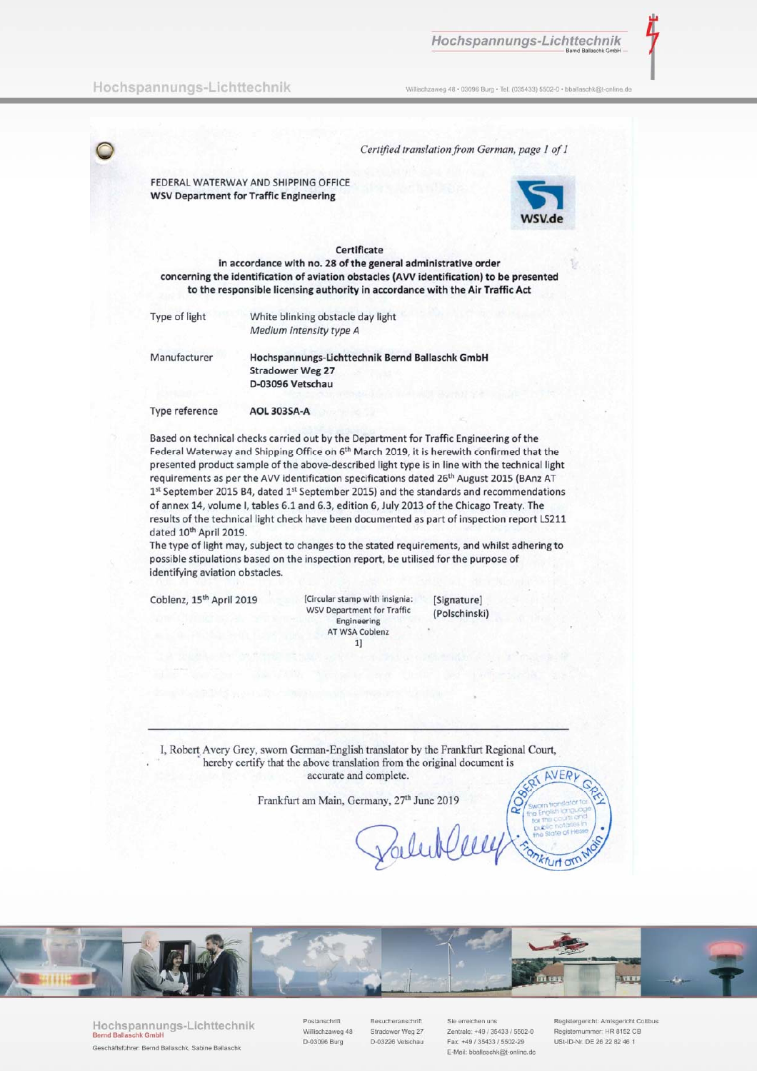*Certified translation from German, page 1 of 1*

FEDERAL WATERWAY AND SHIPPING OFFICE
**WSV Department for Traffic Engineering**

WSV.de

**Certificate**
**in accordance with no. 28 of the general administrative order concerning the identification of aviation obstacles (AVV identification) to be presented to the responsible licensing authority in accordance with the Air Traffic Act**

| | |
|---|---|
| Type of light | White blinking obstacle day light<br>*Medium intensity type A* |
| Manufacturer | **Hochspannungs-Lichttechnik Bernd Ballaschk GmbH**<br>**Stradower Weg 27**<br>**D-03096 Vetschau** |
| Type reference | **AOL 303SA-A** |

Based on technical checks carried out by the Department for Traffic Engineering of the Federal Waterway and Shipping Office on 6th March 2019, it is herewith confirmed that the presented product sample of the above-described light type is in line with the technical light requirements as per the AVV identification specifications dated 26th August 2015 (BAnz AT 1st September 2015 B4, dated 1st September 2015) and the standards and recommendations of annex 14, volume I, tables 6.1 and 6.3, edition 6, July 2013 of the Chicago Treaty. The results of the technical light check have been documented as part of inspection report LS211 dated 10th April 2019.
The type of light may, subject to changes to the stated requirements, and whilst adhering to possible stipulations based on the inspection report, be utilised for the purpose of identifying aviation obstacles.

Coblenz, 15th April 2019 [Circular stamp with insignia: WSV Department for Traffic Engineering AT WSA Coblenz 1] [Signature] (Polschinski)

---

I, Robert Avery Grey, sworn German-English translator by the Frankfurt Regional Court, hereby certify that the above translation from the original document is accurate and complete.

Frankfurt am Main, Germany, 27th June 2019

ROBERT AVERY GREY – Sworn translator for the English language for the courts and public notaries in the State of Hesse – Frankfurt am Main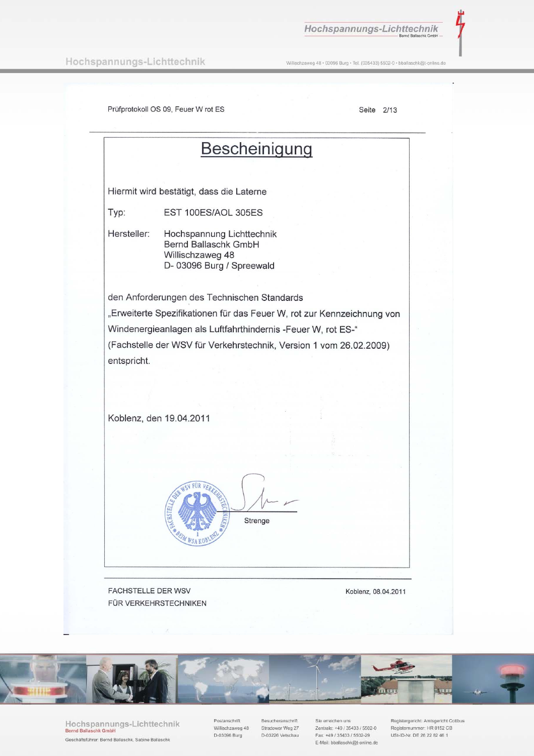Prüfprotokoll OS 09, Feuer W rot ES

Seite 2/13

# Bescheinigung

Hiermit wird bestätigt, dass die Laterne

Typ: EST 100ES/AOL 305ES

Hersteller: Hochspannung Lichttechnik
Bernd Ballaschk GmbH
Willischzaweg 48
D- 03096 Burg / Spreewald

den Anforderungen des Technischen Standards „Erweiterte Spezifikationen für das Feuer W, rot zur Kennzeichnung von Windenergieanlagen als Luftfahrthindernis -Feuer W, rot ES-“ (Fachstelle der WSV für Verkehrstechnik, Version 1 vom 26.02.2009) entspricht.

Koblenz, den 19.04.2011

FACHSTELLE DER WSV FÜR VERKEHRSTECHNIKEN * BEIM WSA KOBLENZ *

Strenge

FACHSTELLE DER WSV
FÜR VERKEHRSTECHNIKEN

Koblenz, 08.04.2011